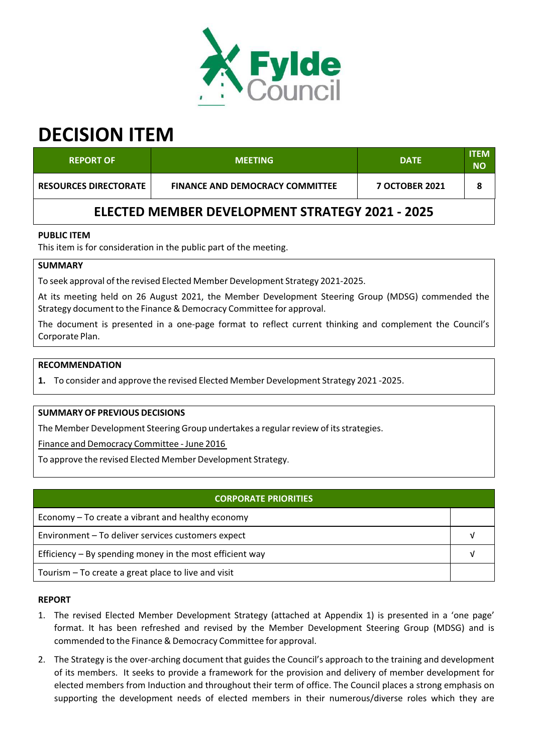# DECISION ITEM

| REPORT OF | MEETING | DATE | ITEM NO |
|---|---|---|---|
| RESOURCES DIRECTORATE | FINANCE AND DEMOCRACY COMMITTEE | 7 OCTOBER 2021 | 8 |

## ELECTED MEMBER DEVELOPMENT STRATEGY 2021 - 2025

**PUBLIC ITEM**

This item is for consideration in the public part of the meeting.

**SUMMARY**

To seek approval of the revised Elected Member Development Strategy 2021-2025.

At its meeting held on 26 August 2021, the Member Development Steering Group (MDSG) commended the Strategy document to the Finance & Democracy Committee for approval.

The document is presented in a one-page format to reflect current thinking and complement the Council's Corporate Plan.

**RECOMMENDATION**

**1.** To consider and approve the revised Elected Member Development Strategy 2021 -2025.

**SUMMARY OF PREVIOUS DECISIONS**

The Member Development Steering Group undertakes a regular review of its strategies.

Finance and Democracy Committee - June 2016

To approve the revised Elected Member Development Strategy.

| CORPORATE PRIORITIES | |
|---|---|
| Economy – To create a vibrant and healthy economy | |
| Environment – To deliver services customers expect | √ |
| Efficiency – By spending money in the most efficient way | √ |
| Tourism – To create a great place to live and visit | |

**REPORT**

1. The revised Elected Member Development Strategy (attached at Appendix 1) is presented in a 'one page' format. It has been refreshed and revised by the Member Development Steering Group (MDSG) and is commended to the Finance & Democracy Committee for approval.

2. The Strategy is the over-arching document that guides the Council's approach to the training and development of its members. It seeks to provide a framework for the provision and delivery of member development for elected members from Induction and throughout their term of office. The Council places a strong emphasis on supporting the development needs of elected members in their numerous/diverse roles which they are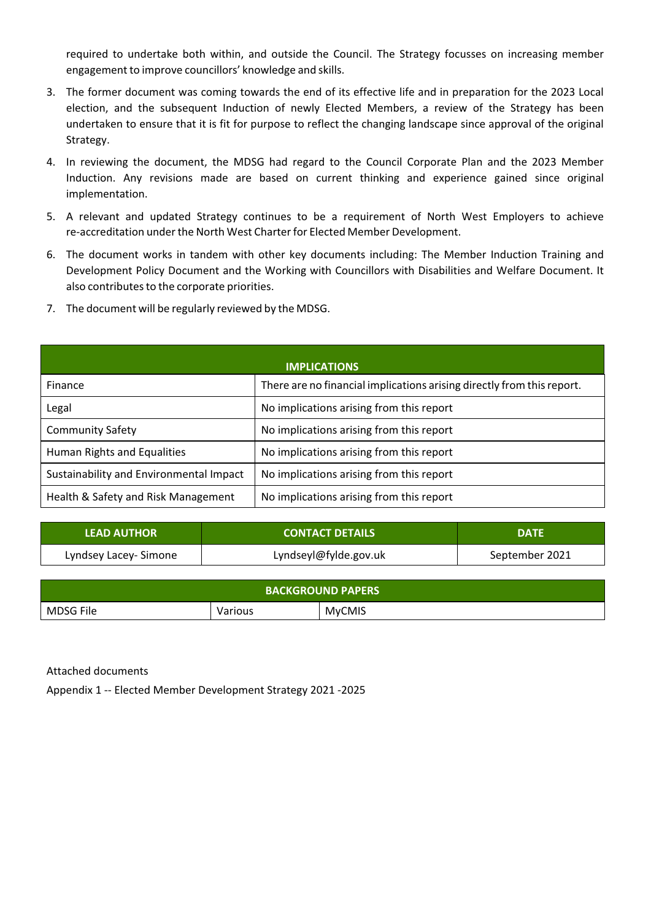required to undertake both within, and outside the Council. The Strategy focusses on increasing member engagement to improve councillors' knowledge and skills.

3. The former document was coming towards the end of its effective life and in preparation for the 2023 Local election, and the subsequent Induction of newly Elected Members, a review of the Strategy has been undertaken to ensure that it is fit for purpose to reflect the changing landscape since approval of the original Strategy.
4. In reviewing the document, the MDSG had regard to the Council Corporate Plan and the 2023 Member Induction. Any revisions made are based on current thinking and experience gained since original implementation.
5. A relevant and updated Strategy continues to be a requirement of North West Employers to achieve re-accreditation under the North West Charter for Elected Member Development.
6. The document works in tandem with other key documents including: The Member Induction Training and Development Policy Document and the Working with Councillors with Disabilities and Welfare Document. It also contributes to the corporate priorities.
7. The document will be regularly reviewed by the MDSG.

| IMPLICATIONS | |
|---|---|
| Finance | There are no financial implications arising directly from this report. |
| Legal | No implications arising from this report |
| Community Safety | No implications arising from this report |
| Human Rights and Equalities | No implications arising from this report |
| Sustainability and Environmental Impact | No implications arising from this report |
| Health & Safety and Risk Management | No implications arising from this report |

| LEAD AUTHOR | CONTACT DETAILS | DATE |
|---|---|---|
| Lyndsey Lacey- Simone | Lyndseyl@fylde.gov.uk | September 2021 |

| BACKGROUND PAPERS | | |
|---|---|---|
| MDSG File | Various | MyCMIS |

Attached documents

Appendix 1 -- Elected Member Development Strategy 2021 -2025